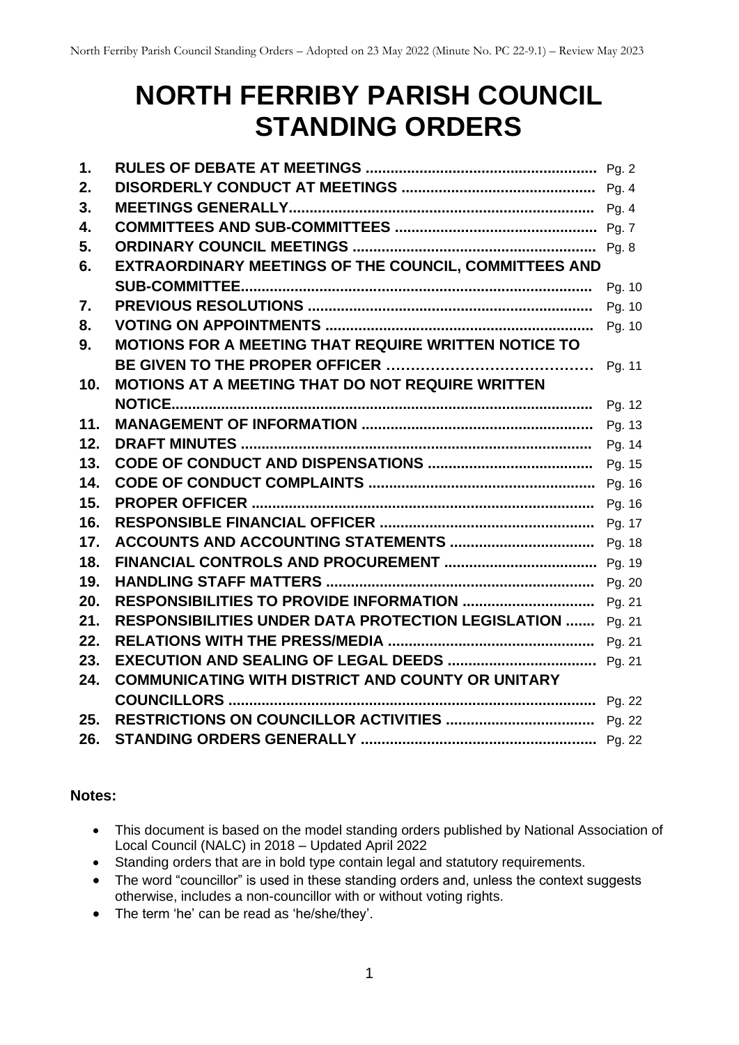# NORTH FERRIBY PARISH COUNCIL STANDING ORDERS

| | | |
|---|---|---|
| **1.** | **RULES OF DEBATE AT MEETINGS** | Pg. 2 |
| **2.** | **DISORDERLY CONDUCT AT MEETINGS** | Pg. 4 |
| **3.** | **MEETINGS GENERALLY** | Pg. 4 |
| **4.** | **COMMITTEES AND SUB-COMMITTEES** | Pg. 7 |
| **5.** | **ORDINARY COUNCIL MEETINGS** | Pg. 8 |
| **6.** | **EXTRAORDINARY MEETINGS OF THE COUNCIL, COMMITTEES AND SUB-COMMITTEE** | Pg. 10 |
| **7.** | **PREVIOUS RESOLUTIONS** | Pg. 10 |
| **8.** | **VOTING ON APPOINTMENTS** | Pg. 10 |
| **9.** | **MOTIONS FOR A MEETING THAT REQUIRE WRITTEN NOTICE TO BE GIVEN TO THE PROPER OFFICER** | Pg. 11 |
| **10.** | **MOTIONS AT A MEETING THAT DO NOT REQUIRE WRITTEN NOTICE** | Pg. 12 |
| **11.** | **MANAGEMENT OF INFORMATION** | Pg. 13 |
| **12.** | **DRAFT MINUTES** | Pg. 14 |
| **13.** | **CODE OF CONDUCT AND DISPENSATIONS** | Pg. 15 |
| **14.** | **CODE OF CONDUCT COMPLAINTS** | Pg. 16 |
| **15.** | **PROPER OFFICER** | Pg. 16 |
| **16.** | **RESPONSIBLE FINANCIAL OFFICER** | Pg. 17 |
| **17.** | **ACCOUNTS AND ACCOUNTING STATEMENTS** | Pg. 18 |
| **18.** | **FINANCIAL CONTROLS AND PROCUREMENT** | Pg. 19 |
| **19.** | **HANDLING STAFF MATTERS** | Pg. 20 |
| **20.** | **RESPONSIBILITIES TO PROVIDE INFORMATION** | Pg. 21 |
| **21.** | **RESPONSIBILITIES UNDER DATA PROTECTION LEGISLATION** | Pg. 21 |
| **22.** | **RELATIONS WITH THE PRESS/MEDIA** | Pg. 21 |
| **23.** | **EXECUTION AND SEALING OF LEGAL DEEDS** | Pg. 21 |
| **24.** | **COMMUNICATING WITH DISTRICT AND COUNTY OR UNITARY COUNCILLORS** | Pg. 22 |
| **25.** | **RESTRICTIONS ON COUNCILLOR ACTIVITIES** | Pg. 22 |
| **26.** | **STANDING ORDERS GENERALLY** | Pg. 22 |

**Notes:**

- This document is based on the model standing orders published by National Association of Local Council (NALC) in 2018 – Updated April 2022
- Standing orders that are in bold type contain legal and statutory requirements.
- The word "councillor" is used in these standing orders and, unless the context suggests otherwise, includes a non-councillor with or without voting rights.
- The term 'he' can be read as 'he/she/they'.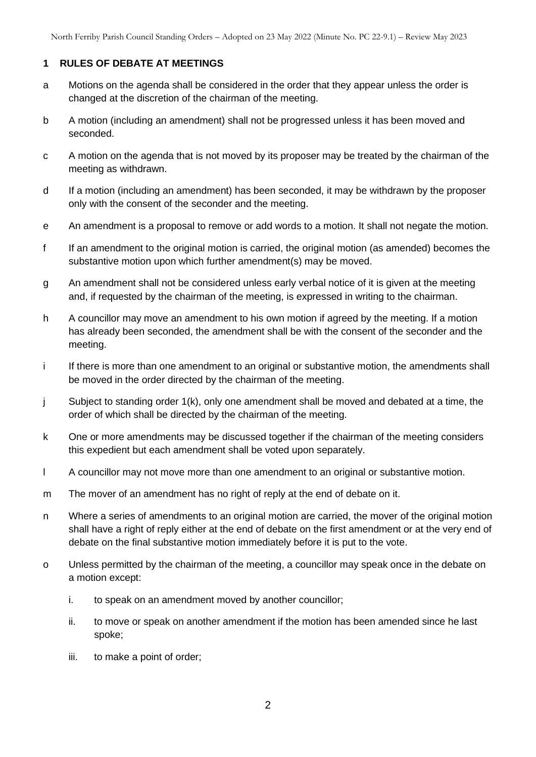## 1 RULES OF DEBATE AT MEETINGS

a Motions on the agenda shall be considered in the order that they appear unless the order is changed at the discretion of the chairman of the meeting.

b A motion (including an amendment) shall not be progressed unless it has been moved and seconded.

c A motion on the agenda that is not moved by its proposer may be treated by the chairman of the meeting as withdrawn.

d If a motion (including an amendment) has been seconded, it may be withdrawn by the proposer only with the consent of the seconder and the meeting.

e An amendment is a proposal to remove or add words to a motion. It shall not negate the motion.

f If an amendment to the original motion is carried, the original motion (as amended) becomes the substantive motion upon which further amendment(s) may be moved.

g An amendment shall not be considered unless early verbal notice of it is given at the meeting and, if requested by the chairman of the meeting, is expressed in writing to the chairman.

h A councillor may move an amendment to his own motion if agreed by the meeting. If a motion has already been seconded, the amendment shall be with the consent of the seconder and the meeting.

i If there is more than one amendment to an original or substantive motion, the amendments shall be moved in the order directed by the chairman of the meeting.

j Subject to standing order 1(k), only one amendment shall be moved and debated at a time, the order of which shall be directed by the chairman of the meeting.

k One or more amendments may be discussed together if the chairman of the meeting considers this expedient but each amendment shall be voted upon separately.

l A councillor may not move more than one amendment to an original or substantive motion.

m The mover of an amendment has no right of reply at the end of debate on it.

n Where a series of amendments to an original motion are carried, the mover of the original motion shall have a right of reply either at the end of debate on the first amendment or at the very end of debate on the final substantive motion immediately before it is put to the vote.

o Unless permitted by the chairman of the meeting, a councillor may speak once in the debate on a motion except:

   i. to speak on an amendment moved by another councillor;

   ii. to move or speak on another amendment if the motion has been amended since he last spoke;

   iii. to make a point of order;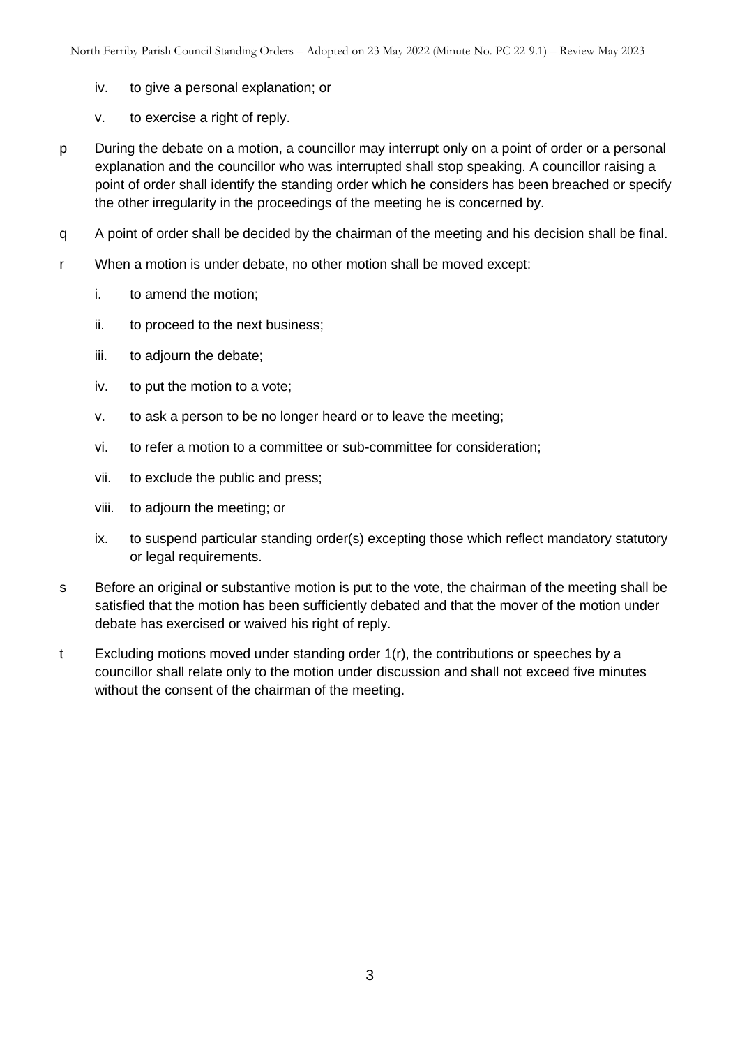iv. to give a personal explanation; or

v. to exercise a right of reply.

p During the debate on a motion, a councillor may interrupt only on a point of order or a personal explanation and the councillor who was interrupted shall stop speaking. A councillor raising a point of order shall identify the standing order which he considers has been breached or specify the other irregularity in the proceedings of the meeting he is concerned by.

q A point of order shall be decided by the chairman of the meeting and his decision shall be final.

r When a motion is under debate, no other motion shall be moved except:

i. to amend the motion;

ii. to proceed to the next business;

iii. to adjourn the debate;

iv. to put the motion to a vote;

v. to ask a person to be no longer heard or to leave the meeting;

vi. to refer a motion to a committee or sub-committee for consideration;

vii. to exclude the public and press;

viii. to adjourn the meeting; or

ix. to suspend particular standing order(s) excepting those which reflect mandatory statutory or legal requirements.

s Before an original or substantive motion is put to the vote, the chairman of the meeting shall be satisfied that the motion has been sufficiently debated and that the mover of the motion under debate has exercised or waived his right of reply.

t Excluding motions moved under standing order 1(r), the contributions or speeches by a councillor shall relate only to the motion under discussion and shall not exceed five minutes without the consent of the chairman of the meeting.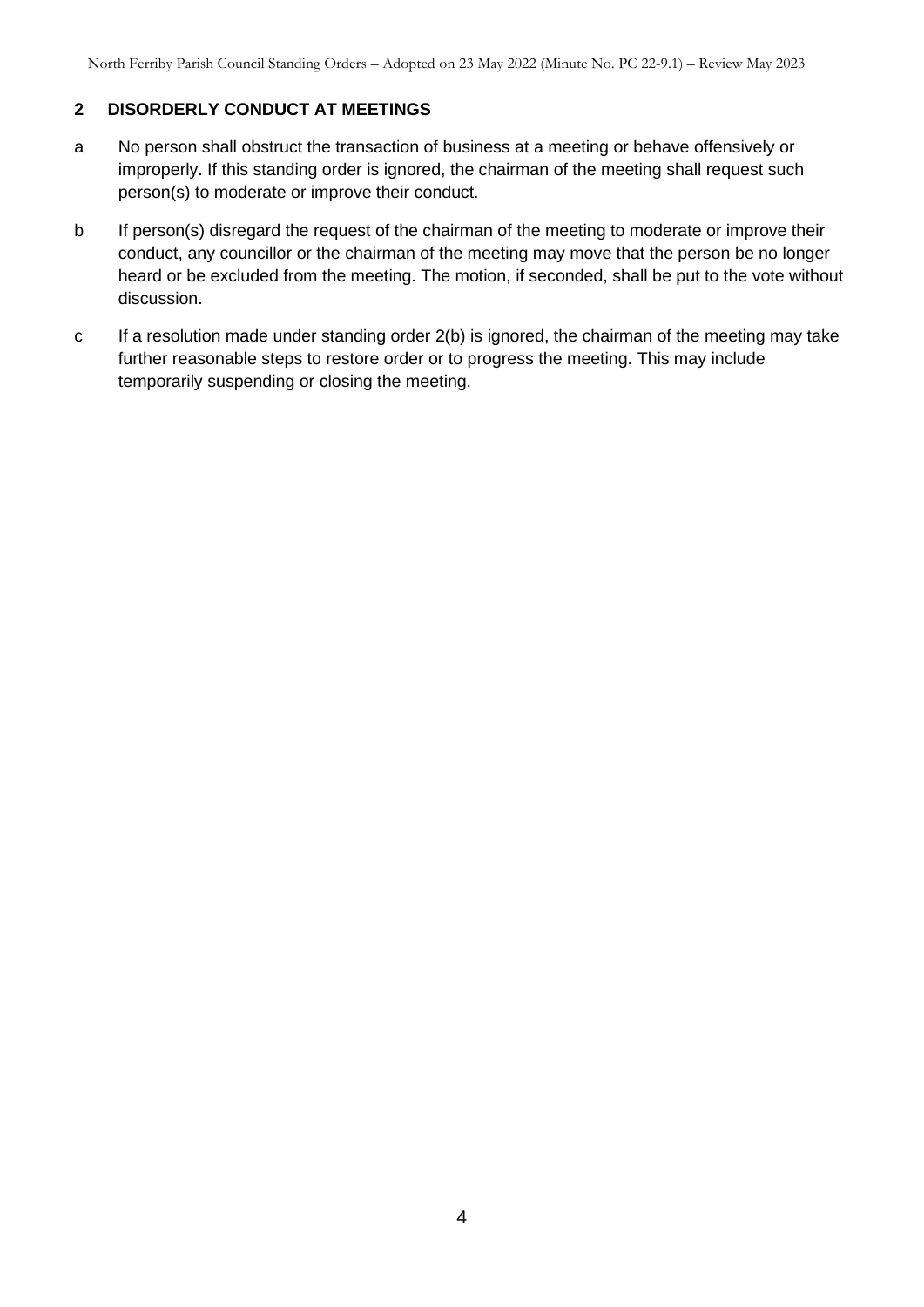## 2 DISORDERLY CONDUCT AT MEETINGS

a No person shall obstruct the transaction of business at a meeting or behave offensively or improperly. If this standing order is ignored, the chairman of the meeting shall request such person(s) to moderate or improve their conduct.

b If person(s) disregard the request of the chairman of the meeting to moderate or improve their conduct, any councillor or the chairman of the meeting may move that the person be no longer heard or be excluded from the meeting. The motion, if seconded, shall be put to the vote without discussion.

c If a resolution made under standing order 2(b) is ignored, the chairman of the meeting may take further reasonable steps to restore order or to progress the meeting. This may include temporarily suspending or closing the meeting.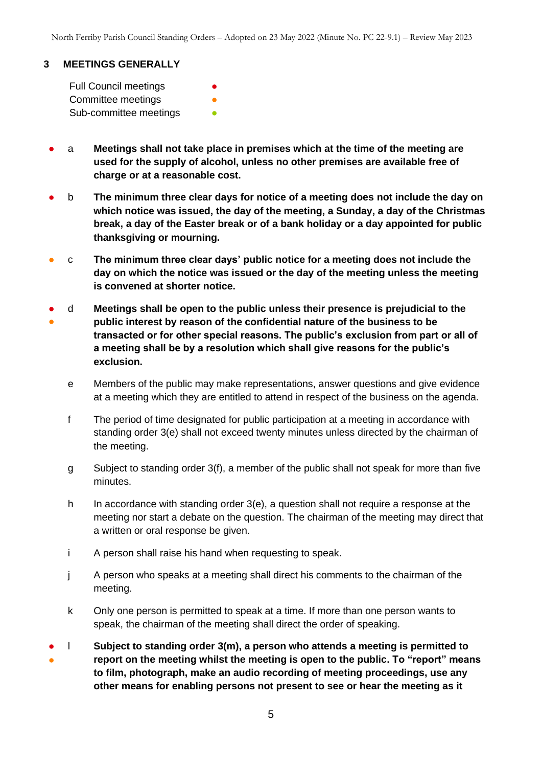## 3 MEETINGS GENERALLY

Full Council meetings ●
Committee meetings ●
Sub-committee meetings ●

● a **Meetings shall not take place in premises which at the time of the meeting are used for the supply of alcohol, unless no other premises are available free of charge or at a reasonable cost.**

● b **The minimum three clear days for notice of a meeting does not include the day on which notice was issued, the day of the meeting, a Sunday, a day of the Christmas break, a day of the Easter break or of a bank holiday or a day appointed for public thanksgiving or mourning.**

● c **The minimum three clear days' public notice for a meeting does not include the day on which the notice was issued or the day of the meeting unless the meeting is convened at shorter notice.**

● ● d **Meetings shall be open to the public unless their presence is prejudicial to the public interest by reason of the confidential nature of the business to be transacted or for other special reasons. The public's exclusion from part or all of a meeting shall be by a resolution which shall give reasons for the public's exclusion.**

e Members of the public may make representations, answer questions and give evidence at a meeting which they are entitled to attend in respect of the business on the agenda.

f The period of time designated for public participation at a meeting in accordance with standing order 3(e) shall not exceed twenty minutes unless directed by the chairman of the meeting.

g Subject to standing order 3(f), a member of the public shall not speak for more than five minutes.

h In accordance with standing order 3(e), a question shall not require a response at the meeting nor start a debate on the question. The chairman of the meeting may direct that a written or oral response be given.

i A person shall raise his hand when requesting to speak.

j A person who speaks at a meeting shall direct his comments to the chairman of the meeting.

k Only one person is permitted to speak at a time. If more than one person wants to speak, the chairman of the meeting shall direct the order of speaking.

● ● l **Subject to standing order 3(m), a person who attends a meeting is permitted to report on the meeting whilst the meeting is open to the public. To "report" means to film, photograph, make an audio recording of meeting proceedings, use any other means for enabling persons not present to see or hear the meeting as it**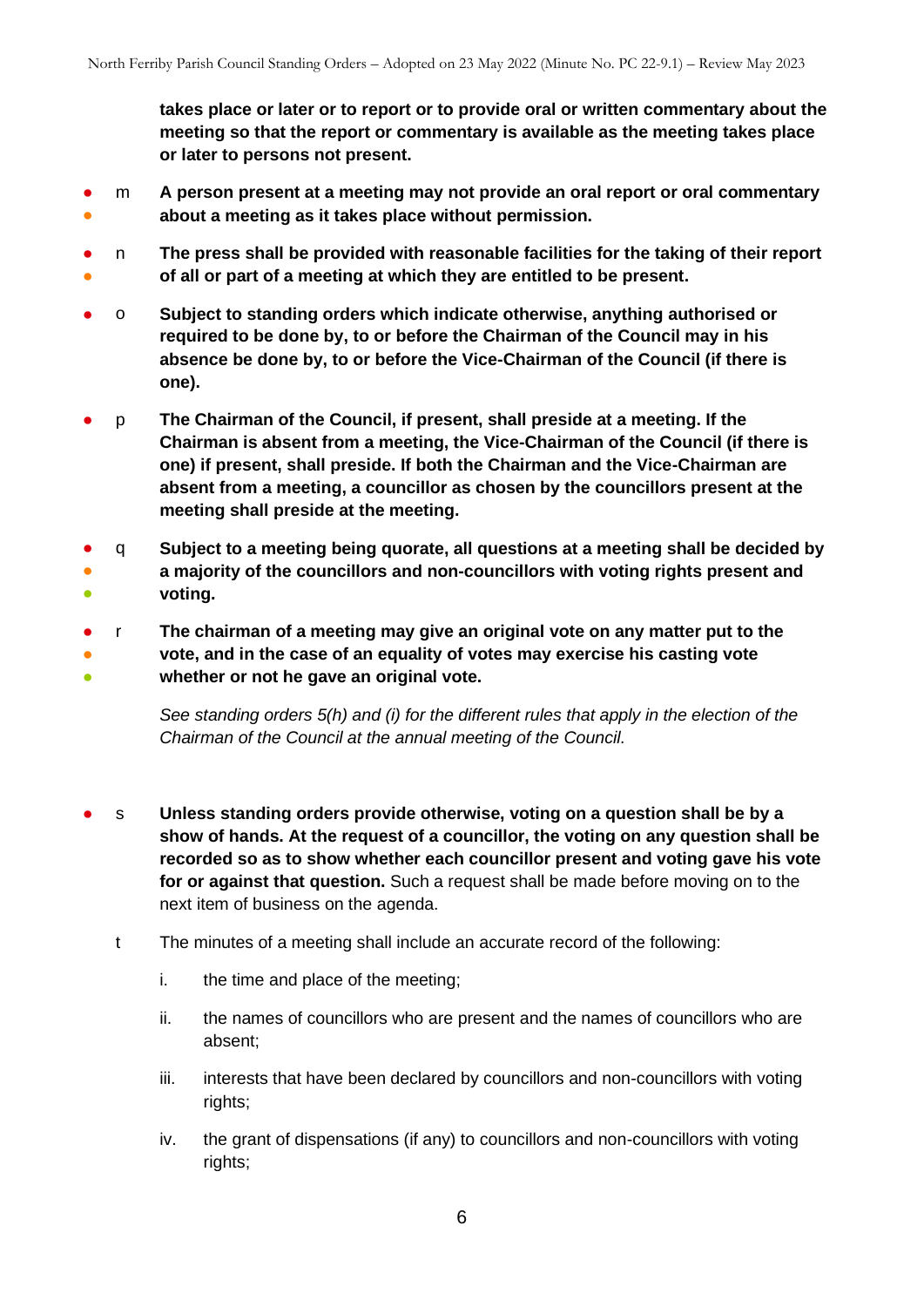**takes place or later or to report or to provide oral or written commentary about the meeting so that the report or commentary is available as the meeting takes place or later to persons not present.**

● ● m **A person present at a meeting may not provide an oral report or oral commentary about a meeting as it takes place without permission.**

● ● n **The press shall be provided with reasonable facilities for the taking of their report of all or part of a meeting at which they are entitled to be present.**

● o **Subject to standing orders which indicate otherwise, anything authorised or required to be done by, to or before the Chairman of the Council may in his absence be done by, to or before the Vice-Chairman of the Council (if there is one).**

● p **The Chairman of the Council, if present, shall preside at a meeting. If the Chairman is absent from a meeting, the Vice-Chairman of the Council (if there is one) if present, shall preside. If both the Chairman and the Vice-Chairman are absent from a meeting, a councillor as chosen by the councillors present at the meeting shall preside at the meeting.**

● ● ● q **Subject to a meeting being quorate, all questions at a meeting shall be decided by a majority of the councillors and non-councillors with voting rights present and voting.**

● ● ● r **The chairman of a meeting may give an original vote on any matter put to the vote, and in the case of an equality of votes may exercise his casting vote whether or not he gave an original vote.**

*See standing orders 5(h) and (i) for the different rules that apply in the election of the Chairman of the Council at the annual meeting of the Council.*

● s **Unless standing orders provide otherwise, voting on a question shall be by a show of hands. At the request of a councillor, the voting on any question shall be recorded so as to show whether each councillor present and voting gave his vote for or against that question.** Such a request shall be made before moving on to the next item of business on the agenda.

t The minutes of a meeting shall include an accurate record of the following:

i. the time and place of the meeting;

ii. the names of councillors who are present and the names of councillors who are absent;

iii. interests that have been declared by councillors and non-councillors with voting rights;

iv. the grant of dispensations (if any) to councillors and non-councillors with voting rights;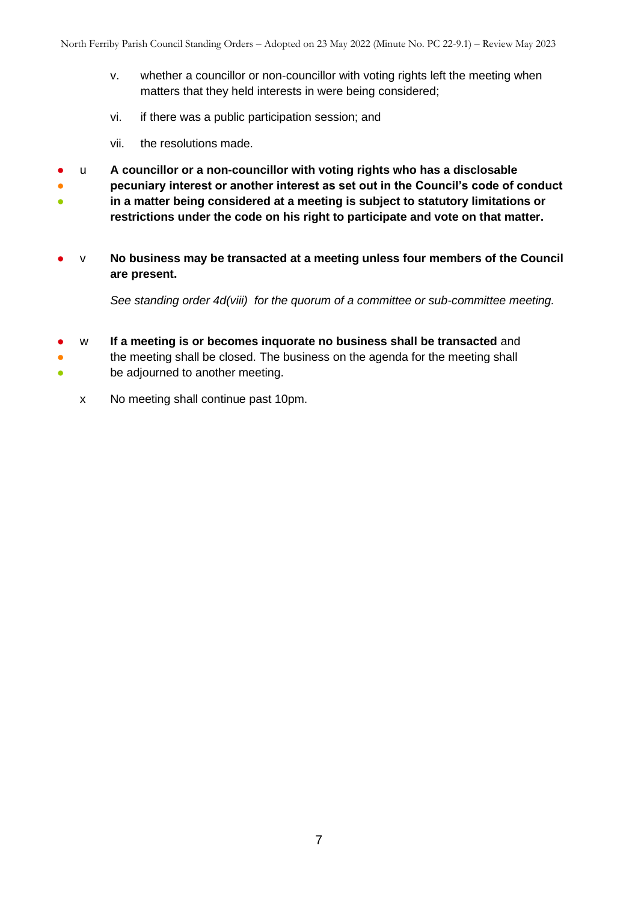v. whether a councillor or non-councillor with voting rights left the meeting when matters that they held interests in were being considered;

   vi. if there was a public participation session; and

   vii. the resolutions made.

u **A councillor or a non-councillor with voting rights who has a disclosable pecuniary interest or another interest as set out in the Council's code of conduct in a matter being considered at a meeting is subject to statutory limitations or restrictions under the code on his right to participate and vote on that matter.**

v **No business may be transacted at a meeting unless four members of the Council are present.**

*See standing order 4d(viii) for the quorum of a committee or sub-committee meeting.*

w **If a meeting is or becomes inquorate no business shall be transacted** and the meeting shall be closed. The business on the agenda for the meeting shall be adjourned to another meeting.

x No meeting shall continue past 10pm.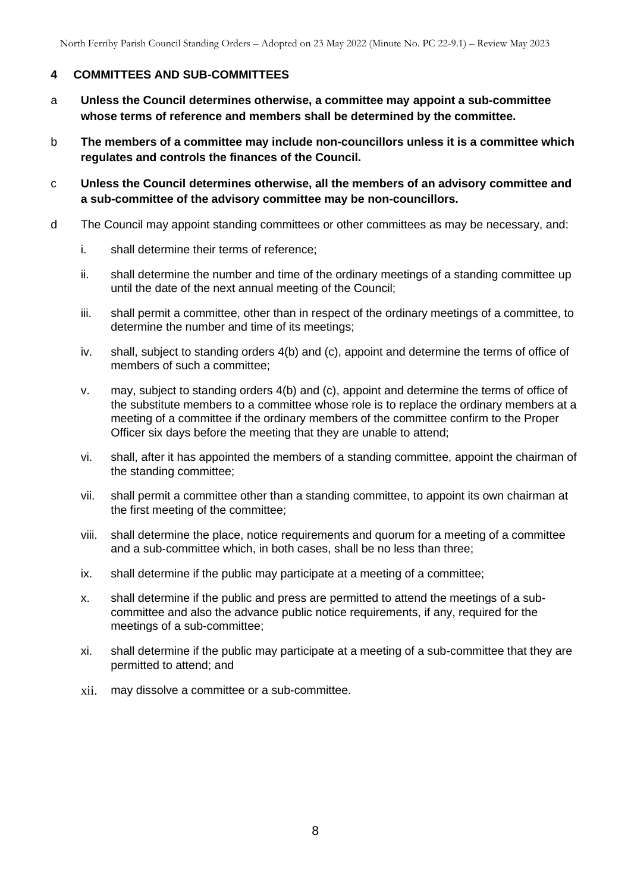## 4 COMMITTEES AND SUB-COMMITTEES

a **Unless the Council determines otherwise, a committee may appoint a sub-committee whose terms of reference and members shall be determined by the committee.**

b **The members of a committee may include non-councillors unless it is a committee which regulates and controls the finances of the Council.**

c **Unless the Council determines otherwise, all the members of an advisory committee and a sub-committee of the advisory committee may be non-councillors.**

d The Council may appoint standing committees or other committees as may be necessary, and:

i. shall determine their terms of reference;

ii. shall determine the number and time of the ordinary meetings of a standing committee up until the date of the next annual meeting of the Council;

iii. shall permit a committee, other than in respect of the ordinary meetings of a committee, to determine the number and time of its meetings;

iv. shall, subject to standing orders 4(b) and (c), appoint and determine the terms of office of members of such a committee;

v. may, subject to standing orders 4(b) and (c), appoint and determine the terms of office of the substitute members to a committee whose role is to replace the ordinary members at a meeting of a committee if the ordinary members of the committee confirm to the Proper Officer six days before the meeting that they are unable to attend;

vi. shall, after it has appointed the members of a standing committee, appoint the chairman of the standing committee;

vii. shall permit a committee other than a standing committee, to appoint its own chairman at the first meeting of the committee;

viii. shall determine the place, notice requirements and quorum for a meeting of a committee and a sub-committee which, in both cases, shall be no less than three;

ix. shall determine if the public may participate at a meeting of a committee;

x. shall determine if the public and press are permitted to attend the meetings of a sub-committee and also the advance public notice requirements, if any, required for the meetings of a sub-committee;

xi. shall determine if the public may participate at a meeting of a sub-committee that they are permitted to attend; and

xii. may dissolve a committee or a sub-committee.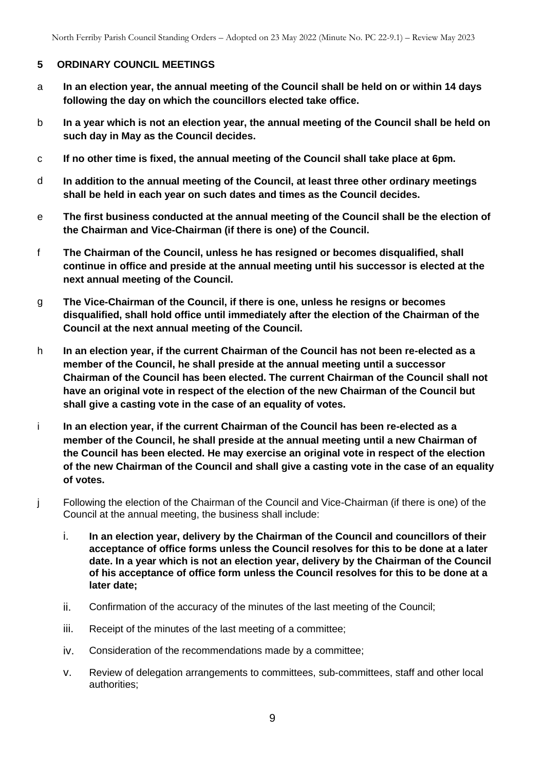## 5 ORDINARY COUNCIL MEETINGS

a **In an election year, the annual meeting of the Council shall be held on or within 14 days following the day on which the councillors elected take office.**

b **In a year which is not an election year, the annual meeting of the Council shall be held on such day in May as the Council decides.**

c **If no other time is fixed, the annual meeting of the Council shall take place at 6pm.**

d **In addition to the annual meeting of the Council, at least three other ordinary meetings shall be held in each year on such dates and times as the Council decides.**

e **The first business conducted at the annual meeting of the Council shall be the election of the Chairman and Vice-Chairman (if there is one) of the Council.**

f **The Chairman of the Council, unless he has resigned or becomes disqualified, shall continue in office and preside at the annual meeting until his successor is elected at the next annual meeting of the Council.**

g **The Vice-Chairman of the Council, if there is one, unless he resigns or becomes disqualified, shall hold office until immediately after the election of the Chairman of the Council at the next annual meeting of the Council.**

h **In an election year, if the current Chairman of the Council has not been re-elected as a member of the Council, he shall preside at the annual meeting until a successor Chairman of the Council has been elected. The current Chairman of the Council shall not have an original vote in respect of the election of the new Chairman of the Council but shall give a casting vote in the case of an equality of votes.**

i **In an election year, if the current Chairman of the Council has been re-elected as a member of the Council, he shall preside at the annual meeting until a new Chairman of the Council has been elected. He may exercise an original vote in respect of the election of the new Chairman of the Council and shall give a casting vote in the case of an equality of votes.**

j Following the election of the Chairman of the Council and Vice-Chairman (if there is one) of the Council at the annual meeting, the business shall include:

   i. **In an election year, delivery by the Chairman of the Council and councillors of their acceptance of office forms unless the Council resolves for this to be done at a later date. In a year which is not an election year, delivery by the Chairman of the Council of his acceptance of office form unless the Council resolves for this to be done at a later date;**

   ii. Confirmation of the accuracy of the minutes of the last meeting of the Council;

   iii. Receipt of the minutes of the last meeting of a committee;

   iv. Consideration of the recommendations made by a committee;

   v. Review of delegation arrangements to committees, sub-committees, staff and other local authorities;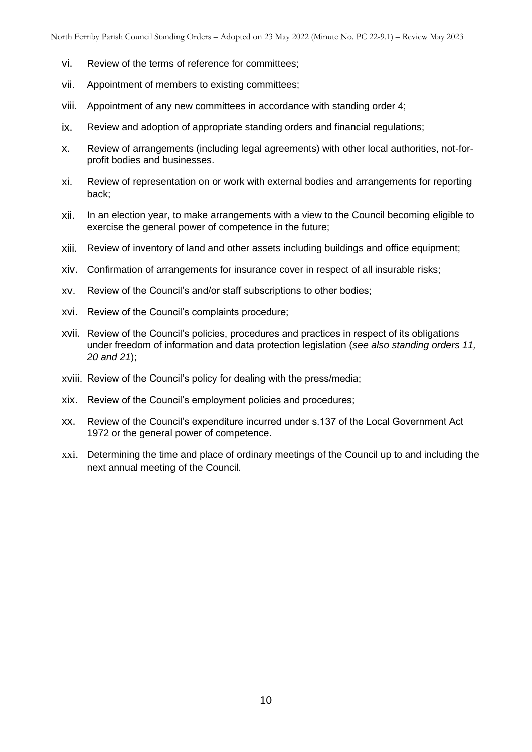vi. Review of the terms of reference for committees;

vii. Appointment of members to existing committees;

viii. Appointment of any new committees in accordance with standing order 4;

ix. Review and adoption of appropriate standing orders and financial regulations;

x. Review of arrangements (including legal agreements) with other local authorities, not-for-profit bodies and businesses.

xi. Review of representation on or work with external bodies and arrangements for reporting back;

xii. In an election year, to make arrangements with a view to the Council becoming eligible to exercise the general power of competence in the future;

xiii. Review of inventory of land and other assets including buildings and office equipment;

xiv. Confirmation of arrangements for insurance cover in respect of all insurable risks;

xv. Review of the Council's and/or staff subscriptions to other bodies;

xvi. Review of the Council's complaints procedure;

xvii. Review of the Council's policies, procedures and practices in respect of its obligations under freedom of information and data protection legislation (*see also standing orders 11, 20 and 21*);

xviii. Review of the Council's policy for dealing with the press/media;

xix. Review of the Council's employment policies and procedures;

xx. Review of the Council's expenditure incurred under s.137 of the Local Government Act 1972 or the general power of competence.

xxi. Determining the time and place of ordinary meetings of the Council up to and including the next annual meeting of the Council.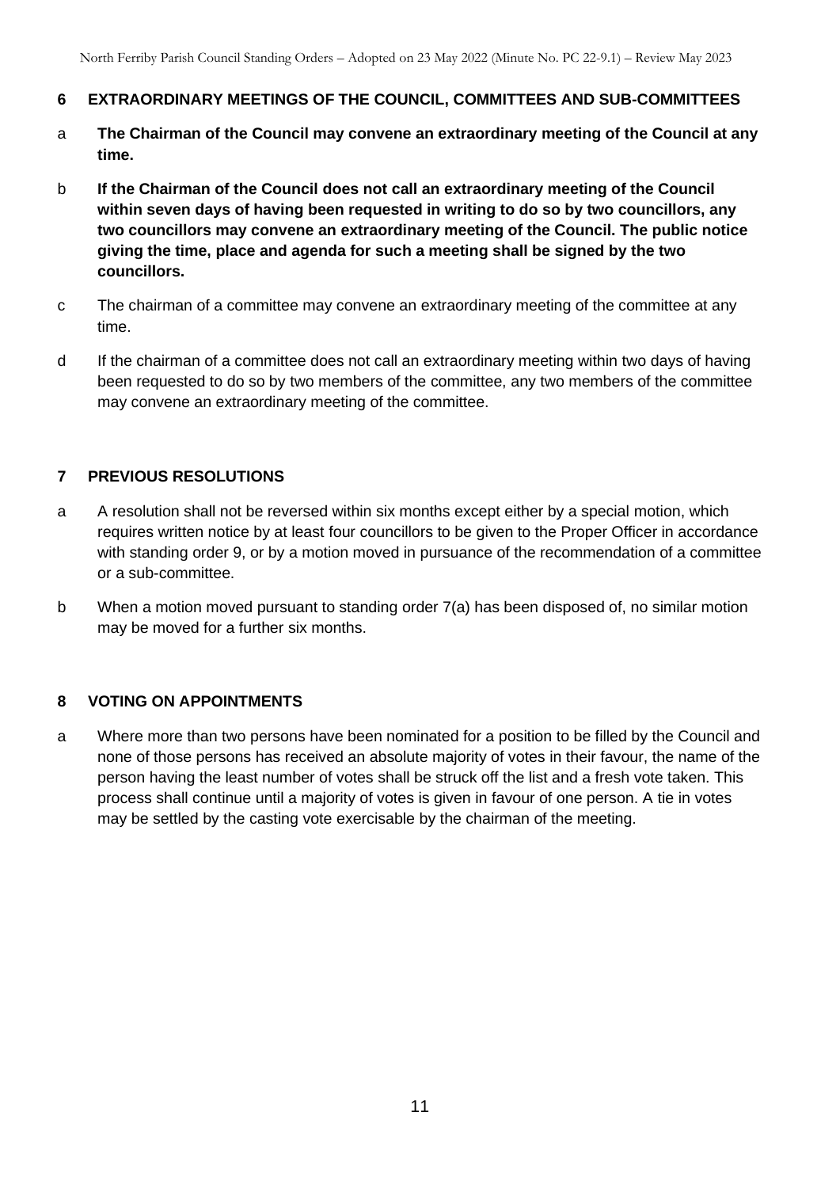## 6 EXTRAORDINARY MEETINGS OF THE COUNCIL, COMMITTEES AND SUB-COMMITTEES

a **The Chairman of the Council may convene an extraordinary meeting of the Council at any time.**

b **If the Chairman of the Council does not call an extraordinary meeting of the Council within seven days of having been requested in writing to do so by two councillors, any two councillors may convene an extraordinary meeting of the Council. The public notice giving the time, place and agenda for such a meeting shall be signed by the two councillors.**

c The chairman of a committee may convene an extraordinary meeting of the committee at any time.

d If the chairman of a committee does not call an extraordinary meeting within two days of having been requested to do so by two members of the committee, any two members of the committee may convene an extraordinary meeting of the committee.

## 7 PREVIOUS RESOLUTIONS

a A resolution shall not be reversed within six months except either by a special motion, which requires written notice by at least four councillors to be given to the Proper Officer in accordance with standing order 9, or by a motion moved in pursuance of the recommendation of a committee or a sub-committee.

b When a motion moved pursuant to standing order 7(a) has been disposed of, no similar motion may be moved for a further six months.

## 8 VOTING ON APPOINTMENTS

a Where more than two persons have been nominated for a position to be filled by the Council and none of those persons has received an absolute majority of votes in their favour, the name of the person having the least number of votes shall be struck off the list and a fresh vote taken. This process shall continue until a majority of votes is given in favour of one person. A tie in votes may be settled by the casting vote exercisable by the chairman of the meeting.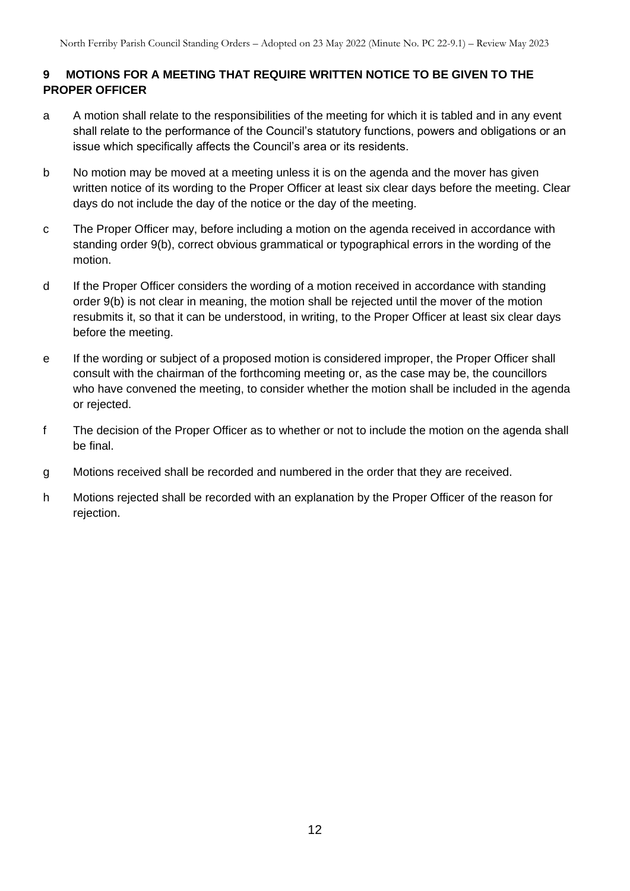## 9 MOTIONS FOR A MEETING THAT REQUIRE WRITTEN NOTICE TO BE GIVEN TO THE PROPER OFFICER

a A motion shall relate to the responsibilities of the meeting for which it is tabled and in any event shall relate to the performance of the Council's statutory functions, powers and obligations or an issue which specifically affects the Council's area or its residents.

b No motion may be moved at a meeting unless it is on the agenda and the mover has given written notice of its wording to the Proper Officer at least six clear days before the meeting. Clear days do not include the day of the notice or the day of the meeting.

c The Proper Officer may, before including a motion on the agenda received in accordance with standing order 9(b), correct obvious grammatical or typographical errors in the wording of the motion.

d If the Proper Officer considers the wording of a motion received in accordance with standing order 9(b) is not clear in meaning, the motion shall be rejected until the mover of the motion resubmits it, so that it can be understood, in writing, to the Proper Officer at least six clear days before the meeting.

e If the wording or subject of a proposed motion is considered improper, the Proper Officer shall consult with the chairman of the forthcoming meeting or, as the case may be, the councillors who have convened the meeting, to consider whether the motion shall be included in the agenda or rejected.

f The decision of the Proper Officer as to whether or not to include the motion on the agenda shall be final.

g Motions received shall be recorded and numbered in the order that they are received.

h Motions rejected shall be recorded with an explanation by the Proper Officer of the reason for rejection.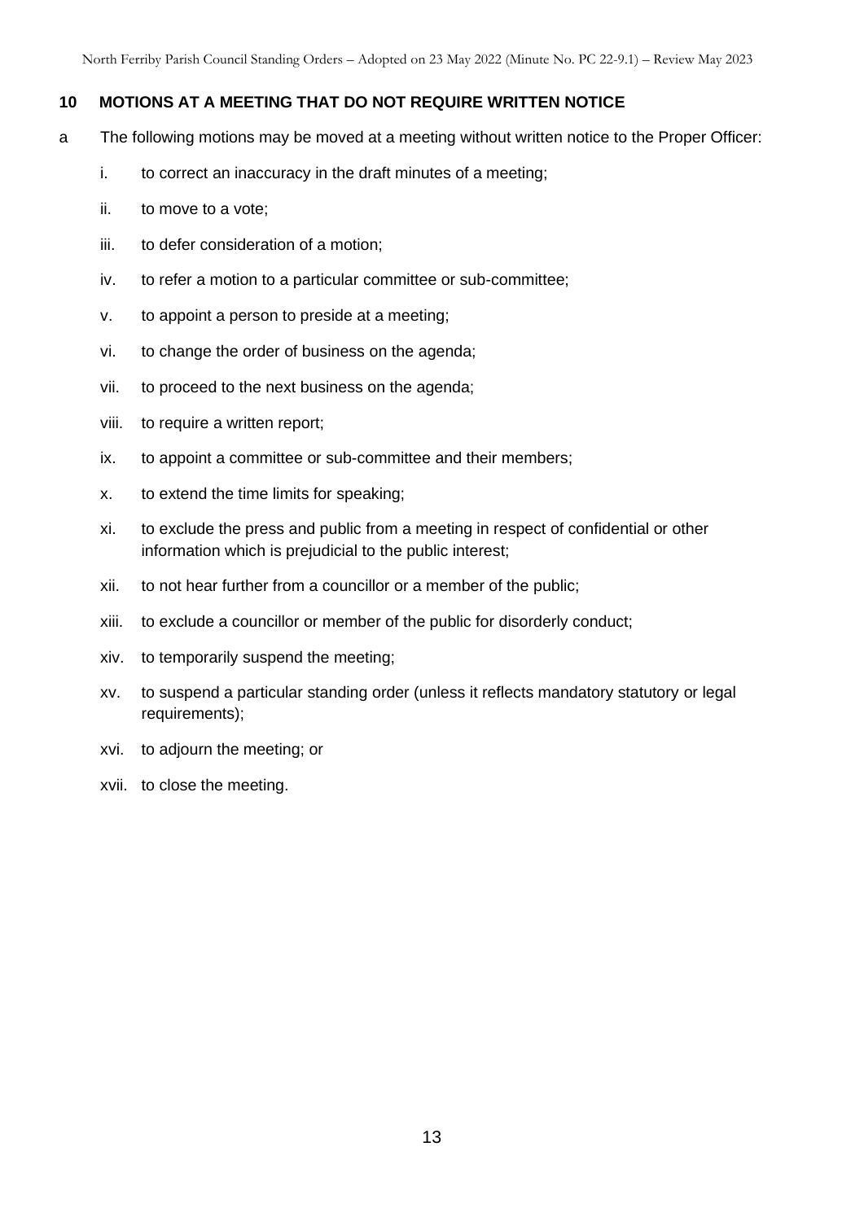## 10 MOTIONS AT A MEETING THAT DO NOT REQUIRE WRITTEN NOTICE

a The following motions may be moved at a meeting without written notice to the Proper Officer:

i. to correct an inaccuracy in the draft minutes of a meeting;

ii. to move to a vote;

iii. to defer consideration of a motion;

iv. to refer a motion to a particular committee or sub-committee;

v. to appoint a person to preside at a meeting;

vi. to change the order of business on the agenda;

vii. to proceed to the next business on the agenda;

viii. to require a written report;

ix. to appoint a committee or sub-committee and their members;

x. to extend the time limits for speaking;

xi. to exclude the press and public from a meeting in respect of confidential or other information which is prejudicial to the public interest;

xii. to not hear further from a councillor or a member of the public;

xiii. to exclude a councillor or member of the public for disorderly conduct;

xiv. to temporarily suspend the meeting;

xv. to suspend a particular standing order (unless it reflects mandatory statutory or legal requirements);

xvi. to adjourn the meeting; or

xvii. to close the meeting.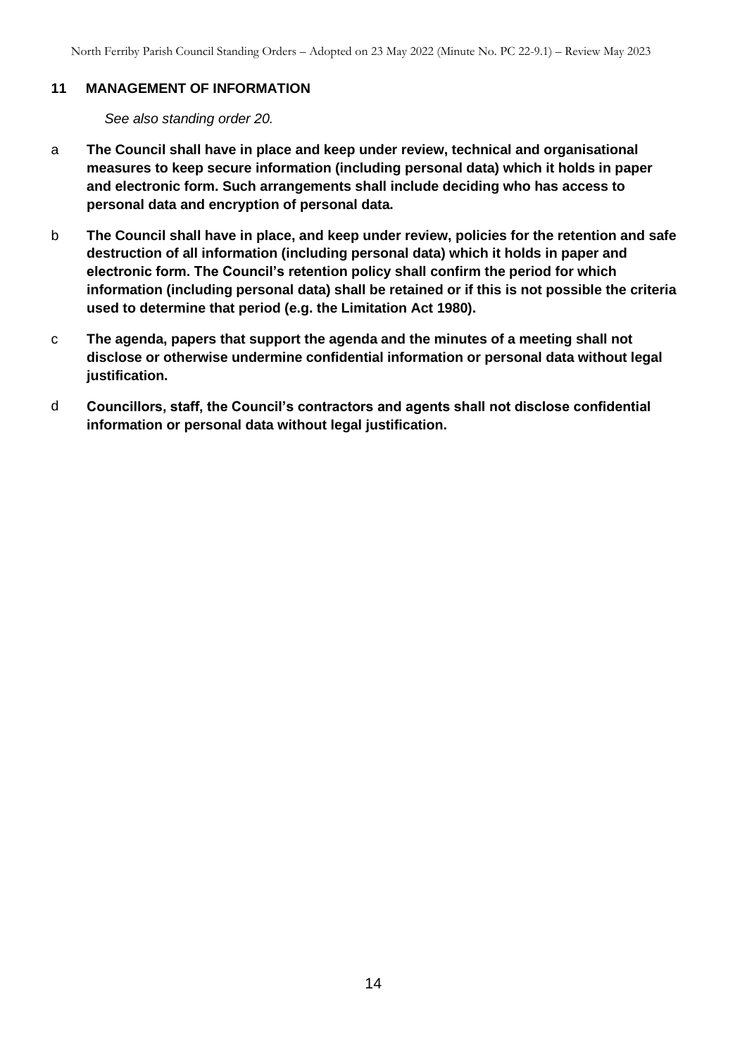## 11 MANAGEMENT OF INFORMATION

*See also standing order 20.*

a **The Council shall have in place and keep under review, technical and organisational measures to keep secure information (including personal data) which it holds in paper and electronic form. Such arrangements shall include deciding who has access to personal data and encryption of personal data.**

b **The Council shall have in place, and keep under review, policies for the retention and safe destruction of all information (including personal data) which it holds in paper and electronic form. The Council's retention policy shall confirm the period for which information (including personal data) shall be retained or if this is not possible the criteria used to determine that period (e.g. the Limitation Act 1980).**

c **The agenda, papers that support the agenda and the minutes of a meeting shall not disclose or otherwise undermine confidential information or personal data without legal justification.**

d **Councillors, staff, the Council's contractors and agents shall not disclose confidential information or personal data without legal justification.**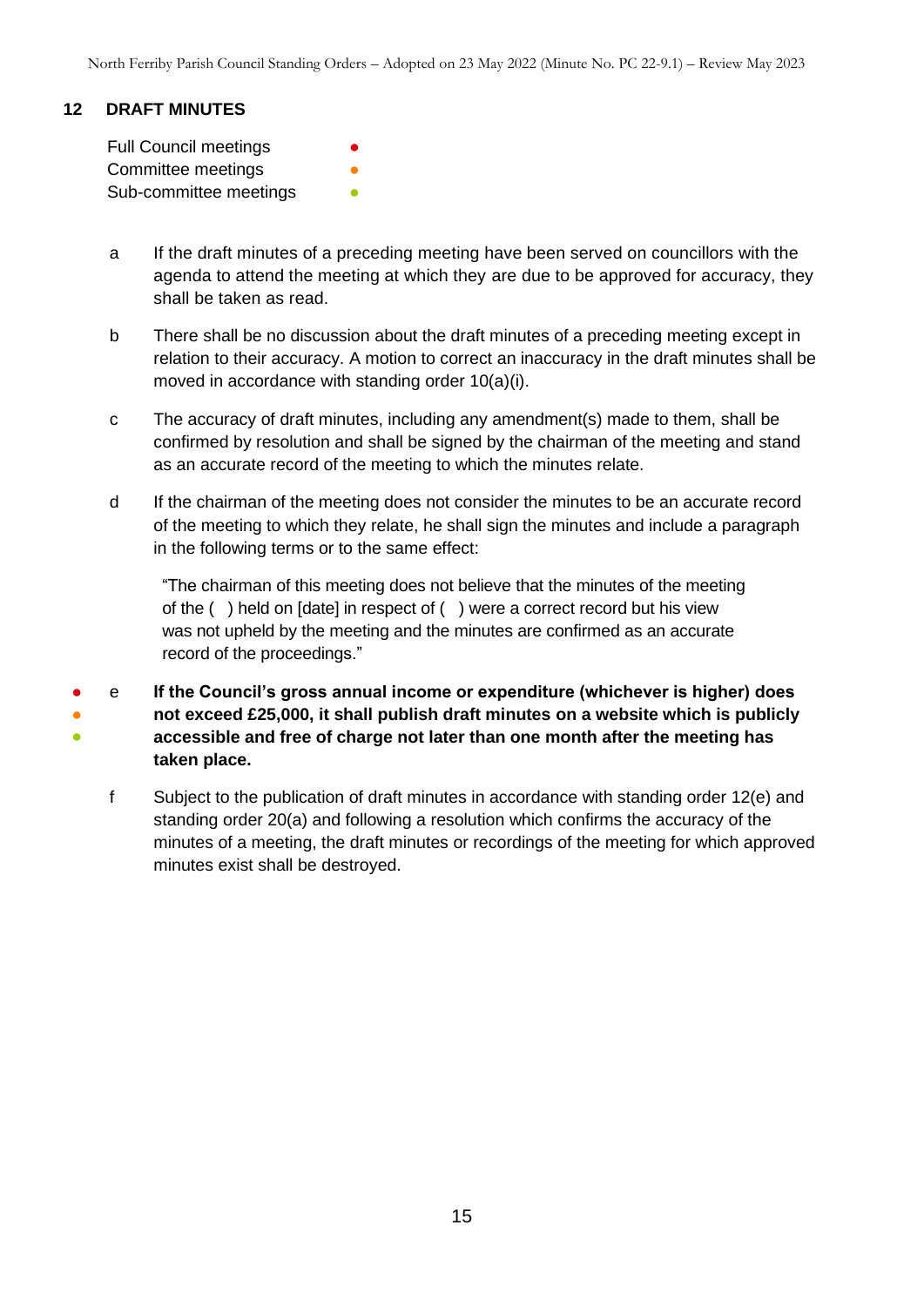## 12 DRAFT MINUTES

Full Council meetings ●
Committee meetings ●
Sub-committee meetings ●

a If the draft minutes of a preceding meeting have been served on councillors with the agenda to attend the meeting at which they are due to be approved for accuracy, they shall be taken as read.

b There shall be no discussion about the draft minutes of a preceding meeting except in relation to their accuracy. A motion to correct an inaccuracy in the draft minutes shall be moved in accordance with standing order 10(a)(i).

c The accuracy of draft minutes, including any amendment(s) made to them, shall be confirmed by resolution and shall be signed by the chairman of the meeting and stand as an accurate record of the meeting to which the minutes relate.

d If the chairman of the meeting does not consider the minutes to be an accurate record of the meeting to which they relate, he shall sign the minutes and include a paragraph in the following terms or to the same effect:

> "The chairman of this meeting does not believe that the minutes of the meeting of the ( ) held on [date] in respect of ( ) were a correct record but his view was not upheld by the meeting and the minutes are confirmed as an accurate record of the proceedings."

● ● ● e **If the Council's gross annual income or expenditure (whichever is higher) does not exceed £25,000, it shall publish draft minutes on a website which is publicly accessible and free of charge not later than one month after the meeting has taken place.**

f Subject to the publication of draft minutes in accordance with standing order 12(e) and standing order 20(a) and following a resolution which confirms the accuracy of the minutes of a meeting, the draft minutes or recordings of the meeting for which approved minutes exist shall be destroyed.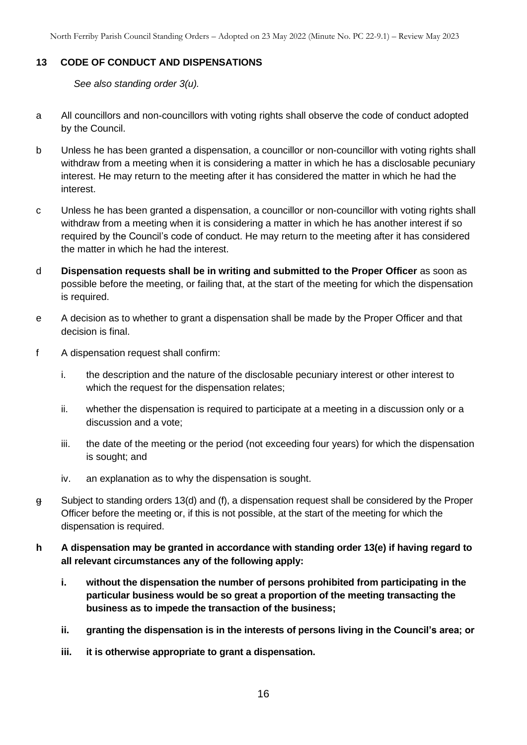## 13 CODE OF CONDUCT AND DISPENSATIONS

*See also standing order 3(u).*

a All councillors and non-councillors with voting rights shall observe the code of conduct adopted by the Council.

b Unless he has been granted a dispensation, a councillor or non-councillor with voting rights shall withdraw from a meeting when it is considering a matter in which he has a disclosable pecuniary interest. He may return to the meeting after it has considered the matter in which he had the interest.

c Unless he has been granted a dispensation, a councillor or non-councillor with voting rights shall withdraw from a meeting when it is considering a matter in which he has another interest if so required by the Council's code of conduct. He may return to the meeting after it has considered the matter in which he had the interest.

d **Dispensation requests shall be in writing and submitted to the Proper Officer** as soon as possible before the meeting, or failing that, at the start of the meeting for which the dispensation is required.

e A decision as to whether to grant a dispensation shall be made by the Proper Officer and that decision is final.

f A dispensation request shall confirm:

  i. the description and the nature of the disclosable pecuniary interest or other interest to which the request for the dispensation relates;

  ii. whether the dispensation is required to participate at a meeting in a discussion only or a discussion and a vote;

  iii. the date of the meeting or the period (not exceeding four years) for which the dispensation is sought; and

  iv. an explanation as to why the dispensation is sought.

g Subject to standing orders 13(d) and (f), a dispensation request shall be considered by the Proper Officer before the meeting or, if this is not possible, at the start of the meeting for which the dispensation is required.

**h A dispensation may be granted in accordance with standing order 13(e) if having regard to all relevant circumstances any of the following apply:**

  **i. without the dispensation the number of persons prohibited from participating in the particular business would be so great a proportion of the meeting transacting the business as to impede the transaction of the business;**

  **ii. granting the dispensation is in the interests of persons living in the Council's area; or**

  **iii. it is otherwise appropriate to grant a dispensation.**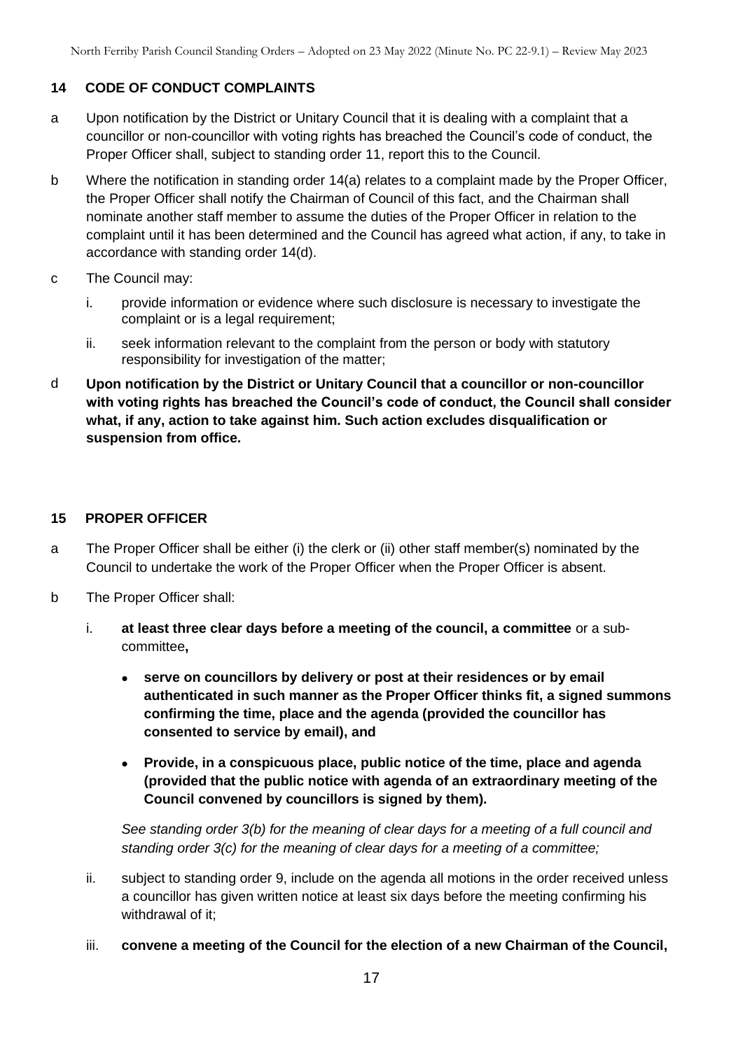## 14 CODE OF CONDUCT COMPLAINTS

a Upon notification by the District or Unitary Council that it is dealing with a complaint that a councillor or non-councillor with voting rights has breached the Council's code of conduct, the Proper Officer shall, subject to standing order 11, report this to the Council.

b Where the notification in standing order 14(a) relates to a complaint made by the Proper Officer, the Proper Officer shall notify the Chairman of Council of this fact, and the Chairman shall nominate another staff member to assume the duties of the Proper Officer in relation to the complaint until it has been determined and the Council has agreed what action, if any, to take in accordance with standing order 14(d).

c The Council may:

i. provide information or evidence where such disclosure is necessary to investigate the complaint or is a legal requirement;

ii. seek information relevant to the complaint from the person or body with statutory responsibility for investigation of the matter;

d **Upon notification by the District or Unitary Council that a councillor or non-councillor with voting rights has breached the Council's code of conduct, the Council shall consider what, if any, action to take against him. Such action excludes disqualification or suspension from office.**

## 15 PROPER OFFICER

a The Proper Officer shall be either (i) the clerk or (ii) other staff member(s) nominated by the Council to undertake the work of the Proper Officer when the Proper Officer is absent.

b The Proper Officer shall:

i. **at least three clear days before a meeting of the council, a committee** or a sub-committee**,**

- **serve on councillors by delivery or post at their residences or by email authenticated in such manner as the Proper Officer thinks fit, a signed summons confirming the time, place and the agenda (provided the councillor has consented to service by email), and**
- **Provide, in a conspicuous place, public notice of the time, place and agenda (provided that the public notice with agenda of an extraordinary meeting of the Council convened by councillors is signed by them).**

*See standing order 3(b) for the meaning of clear days for a meeting of a full council and standing order 3(c) for the meaning of clear days for a meeting of a committee;*

ii. subject to standing order 9, include on the agenda all motions in the order received unless a councillor has given written notice at least six days before the meeting confirming his withdrawal of it;

iii. **convene a meeting of the Council for the election of a new Chairman of the Council,**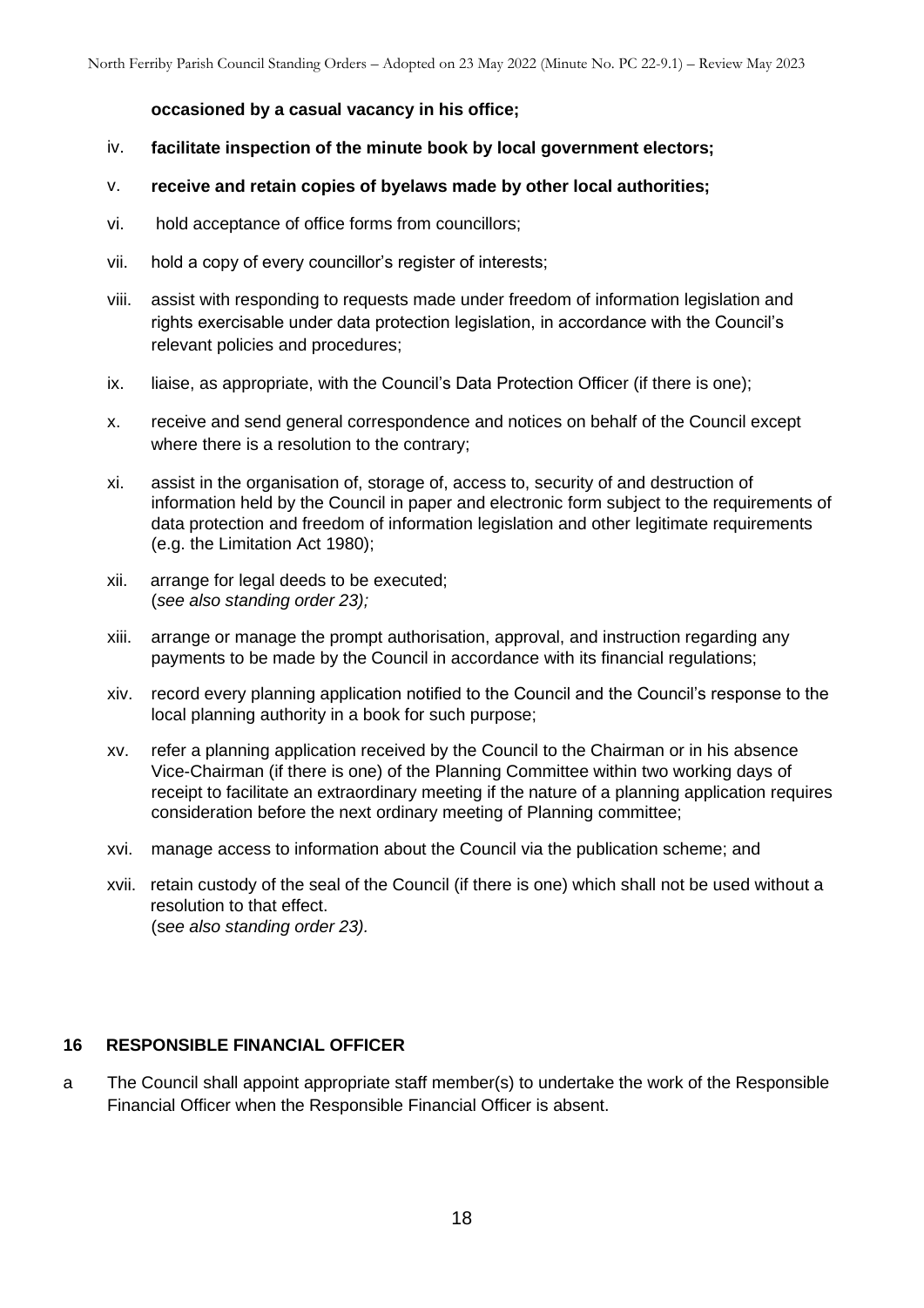**occasioned by a casual vacancy in his office;**

iv. **facilitate inspection of the minute book by local government electors;**

v. **receive and retain copies of byelaws made by other local authorities;**

vi. hold acceptance of office forms from councillors;

vii. hold a copy of every councillor's register of interests;

viii. assist with responding to requests made under freedom of information legislation and rights exercisable under data protection legislation, in accordance with the Council's relevant policies and procedures;

ix. liaise, as appropriate, with the Council's Data Protection Officer (if there is one);

x. receive and send general correspondence and notices on behalf of the Council except where there is a resolution to the contrary;

xi. assist in the organisation of, storage of, access to, security of and destruction of information held by the Council in paper and electronic form subject to the requirements of data protection and freedom of information legislation and other legitimate requirements (e.g. the Limitation Act 1980);

xii. arrange for legal deeds to be executed;
(*see also standing order 23);*

xiii. arrange or manage the prompt authorisation, approval, and instruction regarding any payments to be made by the Council in accordance with its financial regulations;

xiv. record every planning application notified to the Council and the Council's response to the local planning authority in a book for such purpose;

xv. refer a planning application received by the Council to the Chairman or in his absence Vice-Chairman (if there is one) of the Planning Committee within two working days of receipt to facilitate an extraordinary meeting if the nature of a planning application requires consideration before the next ordinary meeting of Planning committee;

xvi. manage access to information about the Council via the publication scheme; and

xvii. retain custody of the seal of the Council (if there is one) which shall not be used without a resolution to that effect.
(*see also standing order 23).*

## 16 RESPONSIBLE FINANCIAL OFFICER

a The Council shall appoint appropriate staff member(s) to undertake the work of the Responsible Financial Officer when the Responsible Financial Officer is absent.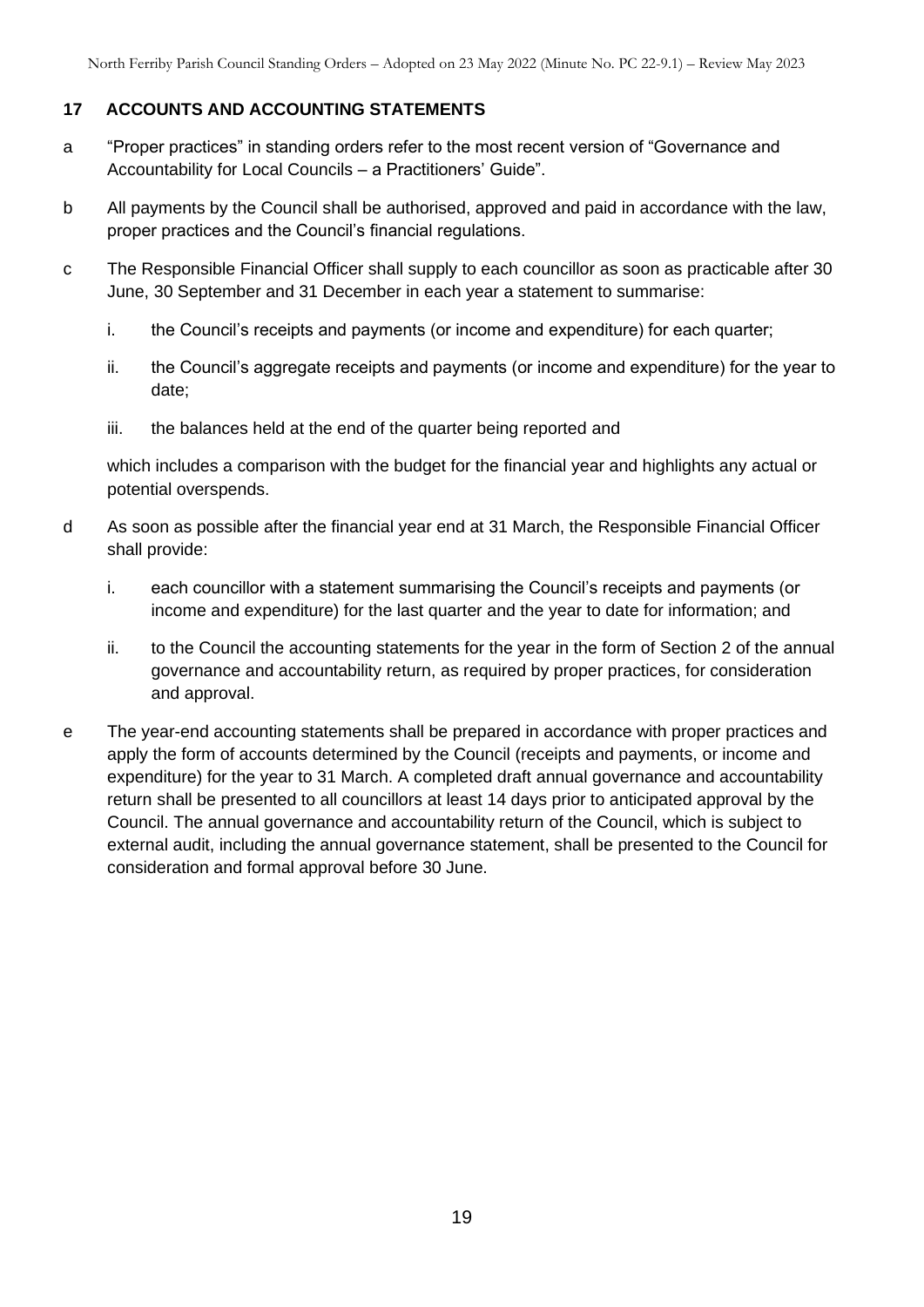## 17 ACCOUNTS AND ACCOUNTING STATEMENTS

a "Proper practices" in standing orders refer to the most recent version of "Governance and Accountability for Local Councils – a Practitioners' Guide".

b All payments by the Council shall be authorised, approved and paid in accordance with the law, proper practices and the Council's financial regulations.

c The Responsible Financial Officer shall supply to each councillor as soon as practicable after 30 June, 30 September and 31 December in each year a statement to summarise:

  i. the Council's receipts and payments (or income and expenditure) for each quarter;

  ii. the Council's aggregate receipts and payments (or income and expenditure) for the year to date;

  iii. the balances held at the end of the quarter being reported and

  which includes a comparison with the budget for the financial year and highlights any actual or potential overspends.

d As soon as possible after the financial year end at 31 March, the Responsible Financial Officer shall provide:

  i. each councillor with a statement summarising the Council's receipts and payments (or income and expenditure) for the last quarter and the year to date for information; and

  ii. to the Council the accounting statements for the year in the form of Section 2 of the annual governance and accountability return, as required by proper practices, for consideration and approval.

e The year-end accounting statements shall be prepared in accordance with proper practices and apply the form of accounts determined by the Council (receipts and payments, or income and expenditure) for the year to 31 March. A completed draft annual governance and accountability return shall be presented to all councillors at least 14 days prior to anticipated approval by the Council. The annual governance and accountability return of the Council, which is subject to external audit, including the annual governance statement, shall be presented to the Council for consideration and formal approval before 30 June.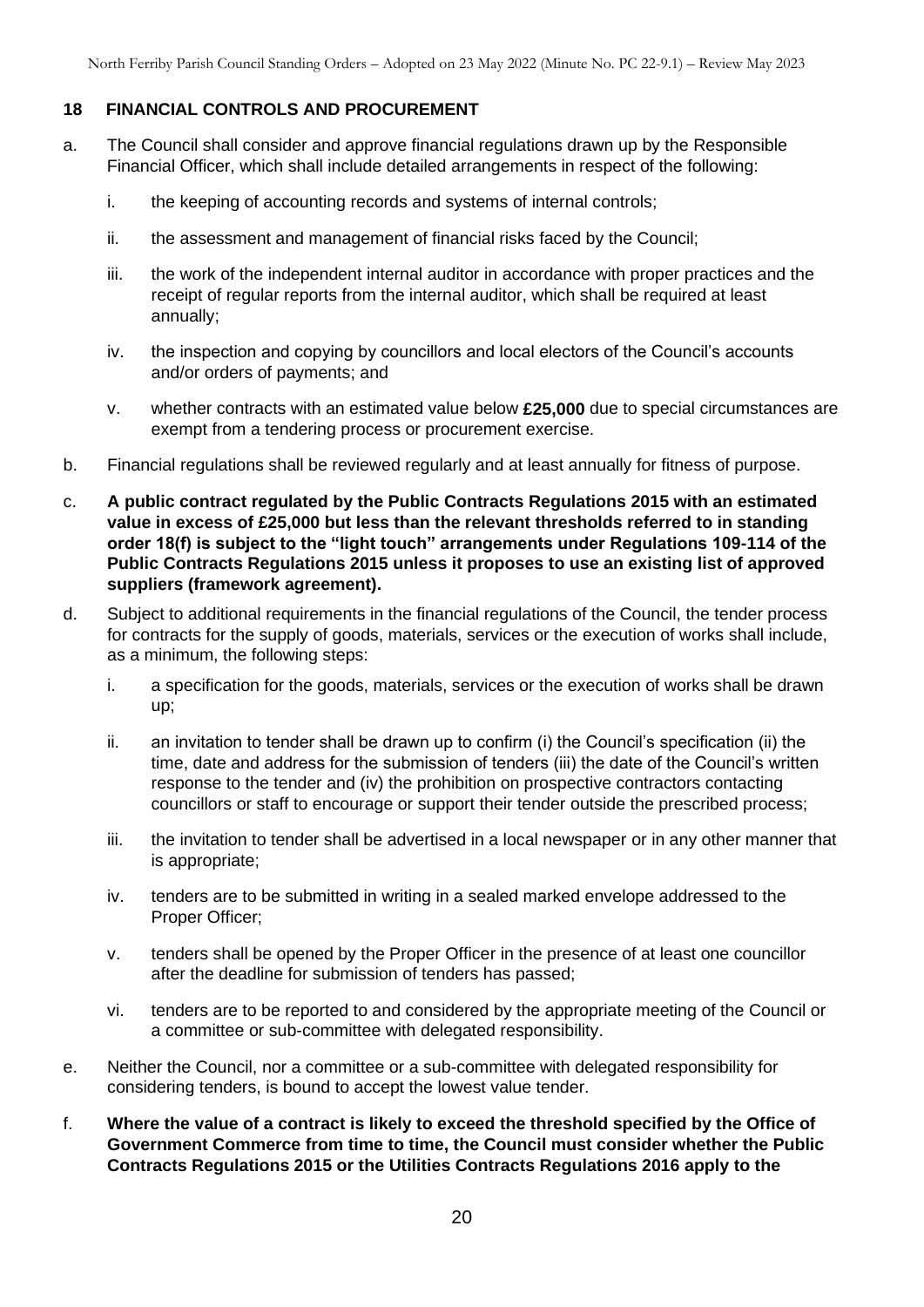## 18 FINANCIAL CONTROLS AND PROCUREMENT

a. The Council shall consider and approve financial regulations drawn up by the Responsible Financial Officer, which shall include detailed arrangements in respect of the following:

   i. the keeping of accounting records and systems of internal controls;

   ii. the assessment and management of financial risks faced by the Council;

   iii. the work of the independent internal auditor in accordance with proper practices and the receipt of regular reports from the internal auditor, which shall be required at least annually;

   iv. the inspection and copying by councillors and local electors of the Council's accounts and/or orders of payments; and

   v. whether contracts with an estimated value below **£25,000** due to special circumstances are exempt from a tendering process or procurement exercise.

b. Financial regulations shall be reviewed regularly and at least annually for fitness of purpose.

c. **A public contract regulated by the Public Contracts Regulations 2015 with an estimated value in excess of £25,000 but less than the relevant thresholds referred to in standing order 18(f) is subject to the "light touch" arrangements under Regulations 109-114 of the Public Contracts Regulations 2015 unless it proposes to use an existing list of approved suppliers (framework agreement).**

d. Subject to additional requirements in the financial regulations of the Council, the tender process for contracts for the supply of goods, materials, services or the execution of works shall include, as a minimum, the following steps:

   i. a specification for the goods, materials, services or the execution of works shall be drawn up;

   ii. an invitation to tender shall be drawn up to confirm (i) the Council's specification (ii) the time, date and address for the submission of tenders (iii) the date of the Council's written response to the tender and (iv) the prohibition on prospective contractors contacting councillors or staff to encourage or support their tender outside the prescribed process;

   iii. the invitation to tender shall be advertised in a local newspaper or in any other manner that is appropriate;

   iv. tenders are to be submitted in writing in a sealed marked envelope addressed to the Proper Officer;

   v. tenders shall be opened by the Proper Officer in the presence of at least one councillor after the deadline for submission of tenders has passed;

   vi. tenders are to be reported to and considered by the appropriate meeting of the Council or a committee or sub-committee with delegated responsibility.

e. Neither the Council, nor a committee or a sub-committee with delegated responsibility for considering tenders, is bound to accept the lowest value tender.

f. **Where the value of a contract is likely to exceed the threshold specified by the Office of Government Commerce from time to time, the Council must consider whether the Public Contracts Regulations 2015 or the Utilities Contracts Regulations 2016 apply to the**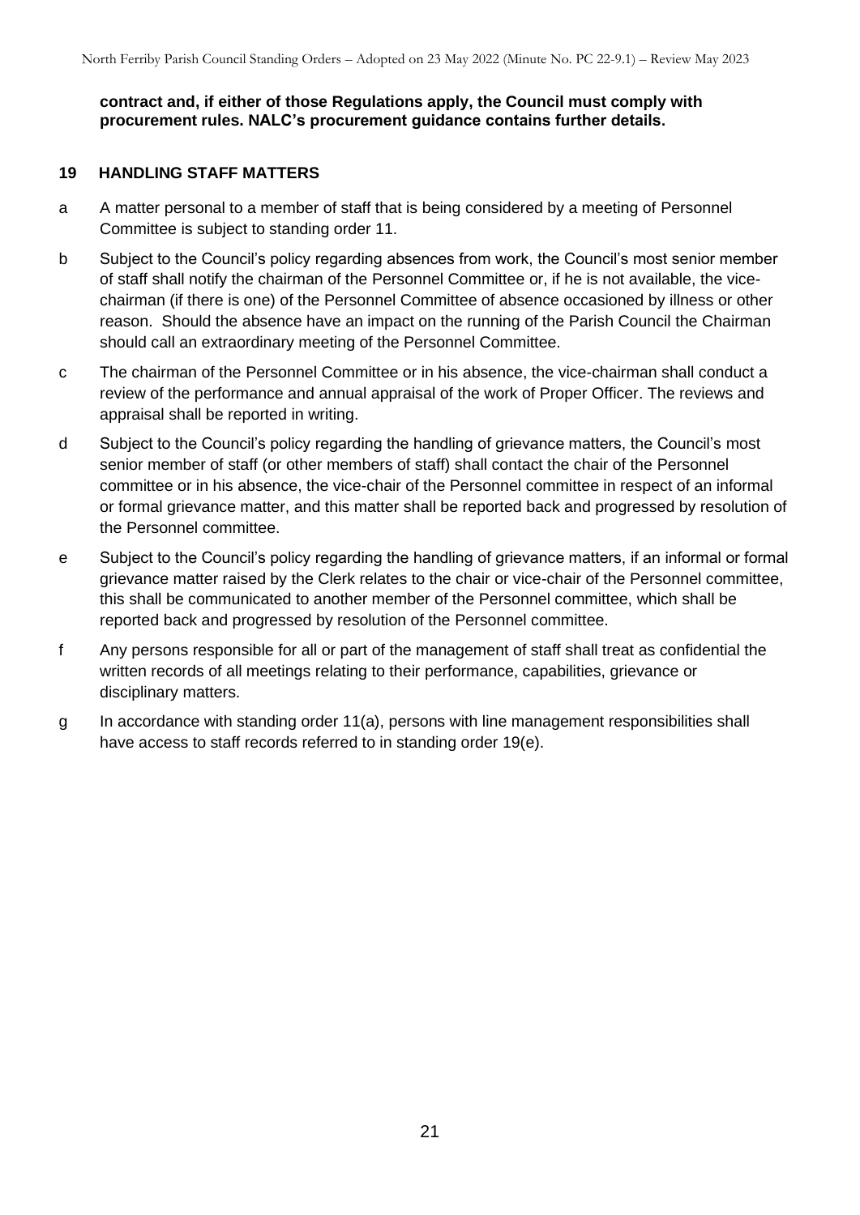**contract and, if either of those Regulations apply, the Council must comply with procurement rules. NALC's procurement guidance contains further details.**

## 19 HANDLING STAFF MATTERS

a A matter personal to a member of staff that is being considered by a meeting of Personnel Committee is subject to standing order 11.

b Subject to the Council's policy regarding absences from work, the Council's most senior member of staff shall notify the chairman of the Personnel Committee or, if he is not available, the vice-chairman (if there is one) of the Personnel Committee of absence occasioned by illness or other reason. Should the absence have an impact on the running of the Parish Council the Chairman should call an extraordinary meeting of the Personnel Committee.

c The chairman of the Personnel Committee or in his absence, the vice-chairman shall conduct a review of the performance and annual appraisal of the work of Proper Officer. The reviews and appraisal shall be reported in writing.

d Subject to the Council's policy regarding the handling of grievance matters, the Council's most senior member of staff (or other members of staff) shall contact the chair of the Personnel committee or in his absence, the vice-chair of the Personnel committee in respect of an informal or formal grievance matter, and this matter shall be reported back and progressed by resolution of the Personnel committee.

e Subject to the Council's policy regarding the handling of grievance matters, if an informal or formal grievance matter raised by the Clerk relates to the chair or vice-chair of the Personnel committee, this shall be communicated to another member of the Personnel committee, which shall be reported back and progressed by resolution of the Personnel committee.

f Any persons responsible for all or part of the management of staff shall treat as confidential the written records of all meetings relating to their performance, capabilities, grievance or disciplinary matters.

g In accordance with standing order 11(a), persons with line management responsibilities shall have access to staff records referred to in standing order 19(e).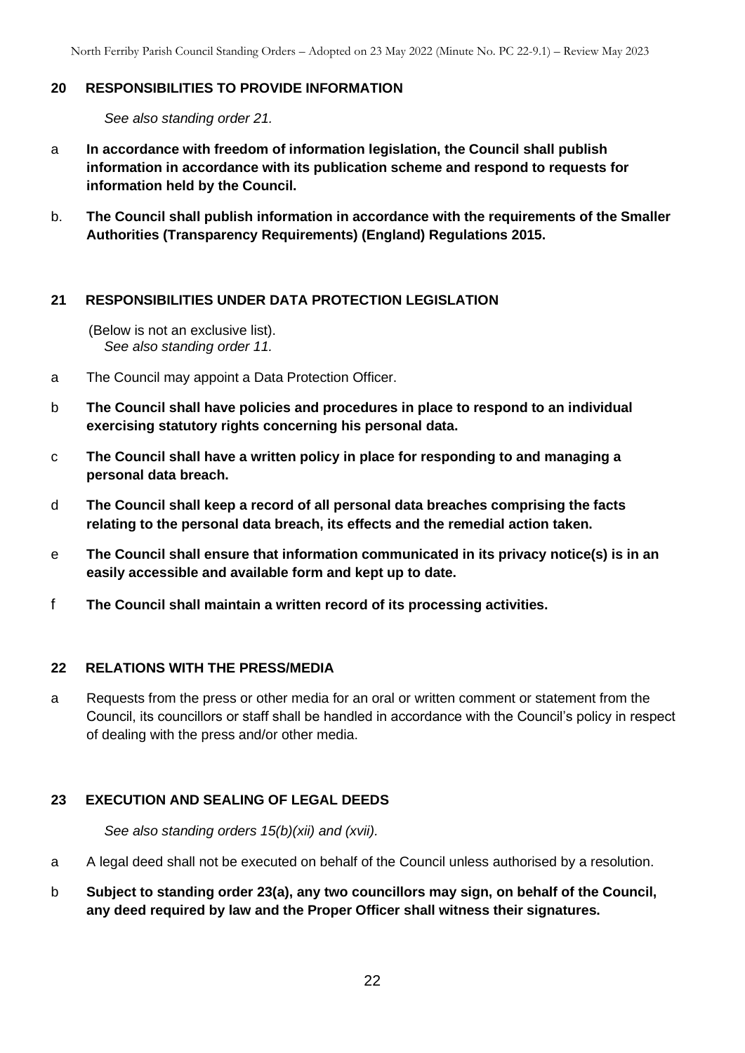## 20 RESPONSIBILITIES TO PROVIDE INFORMATION

*See also standing order 21.*

a **In accordance with freedom of information legislation, the Council shall publish information in accordance with its publication scheme and respond to requests for information held by the Council.**

b. **The Council shall publish information in accordance with the requirements of the Smaller Authorities (Transparency Requirements) (England) Regulations 2015.**

## 21 RESPONSIBILITIES UNDER DATA PROTECTION LEGISLATION

(Below is not an exclusive list).
*See also standing order 11.*

a The Council may appoint a Data Protection Officer.

b **The Council shall have policies and procedures in place to respond to an individual exercising statutory rights concerning his personal data.**

c **The Council shall have a written policy in place for responding to and managing a personal data breach.**

d **The Council shall keep a record of all personal data breaches comprising the facts relating to the personal data breach, its effects and the remedial action taken.**

e **The Council shall ensure that information communicated in its privacy notice(s) is in an easily accessible and available form and kept up to date.**

f **The Council shall maintain a written record of its processing activities.**

## 22 RELATIONS WITH THE PRESS/MEDIA

a Requests from the press or other media for an oral or written comment or statement from the Council, its councillors or staff shall be handled in accordance with the Council's policy in respect of dealing with the press and/or other media.

## 23 EXECUTION AND SEALING OF LEGAL DEEDS

*See also standing orders 15(b)(xii) and (xvii).*

a A legal deed shall not be executed on behalf of the Council unless authorised by a resolution.

b **Subject to standing order 23(a), any two councillors may sign, on behalf of the Council, any deed required by law and the Proper Officer shall witness their signatures.**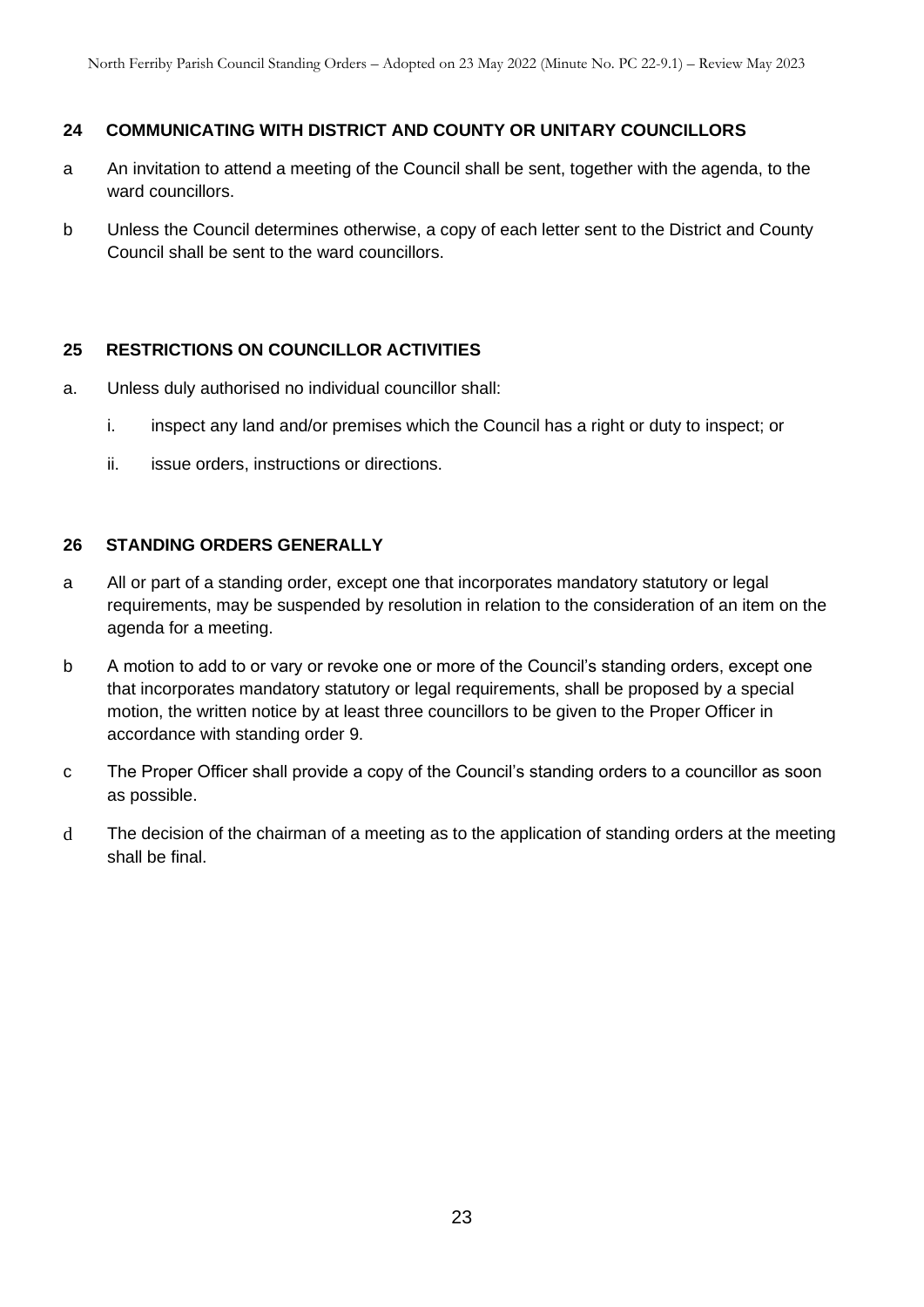## 24 COMMUNICATING WITH DISTRICT AND COUNTY OR UNITARY COUNCILLORS

a An invitation to attend a meeting of the Council shall be sent, together with the agenda, to the ward councillors.

b Unless the Council determines otherwise, a copy of each letter sent to the District and County Council shall be sent to the ward councillors.

## 25 RESTRICTIONS ON COUNCILLOR ACTIVITIES

a. Unless duly authorised no individual councillor shall:

   i. inspect any land and/or premises which the Council has a right or duty to inspect; or

   ii. issue orders, instructions or directions.

## 26 STANDING ORDERS GENERALLY

a All or part of a standing order, except one that incorporates mandatory statutory or legal requirements, may be suspended by resolution in relation to the consideration of an item on the agenda for a meeting.

b A motion to add to or vary or revoke one or more of the Council's standing orders, except one that incorporates mandatory statutory or legal requirements, shall be proposed by a special motion, the written notice by at least three councillors to be given to the Proper Officer in accordance with standing order 9.

c The Proper Officer shall provide a copy of the Council's standing orders to a councillor as soon as possible.

d The decision of the chairman of a meeting as to the application of standing orders at the meeting shall be final.